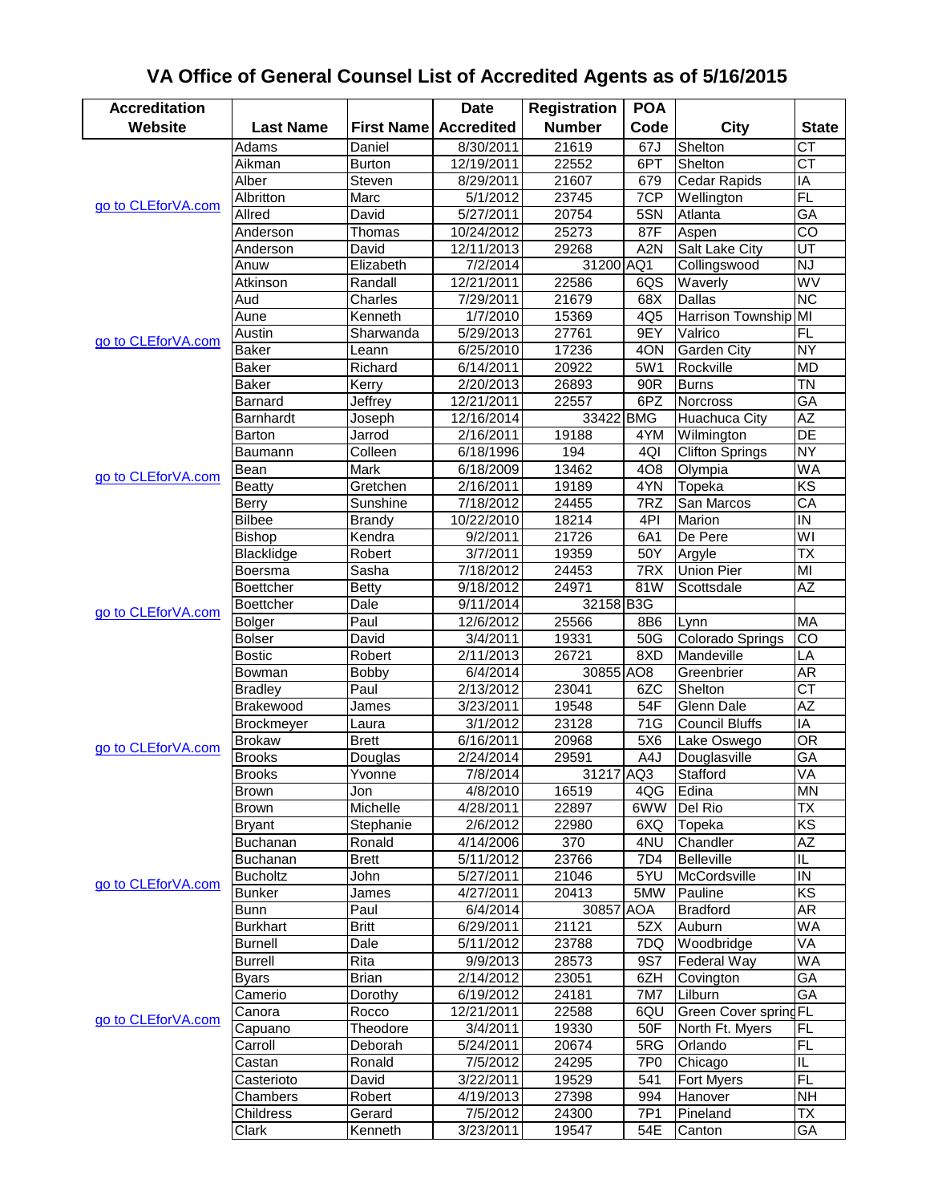# VA Office of General Counsel List of Accredited Agents as of 5/16/2015

| Accreditation Website | Last Name | First Name | Date Accredited | Registration Number | POA Code | City | State |
|---|---|---|---|---|---|---|---|
| go to CLEforVA.com | Adams | Daniel | 8/30/2011 | 21619 | 67J | Shelton | CT |
| | Aikman | Burton | 12/19/2011 | 22552 | 6PT | Shelton | CT |
| | Alber | Steven | 8/29/2011 | 21607 | 679 | Cedar Rapids | IA |
| | Albritton | Marc | 5/1/2012 | 23745 | 7CP | Wellington | FL |
| | Allred | David | 5/27/2011 | 20754 | 5SN | Atlanta | GA |
| | Anderson | Thomas | 10/24/2012 | 25273 | 87F | Aspen | CO |
| | Anderson | David | 12/11/2013 | 29268 | A2N | Salt Lake City | UT |
| | Anuw | Elizabeth | 7/2/2014 | 31200 | AQ1 | Collingswood | NJ |
| go to CLEforVA.com | Atkinson | Randall | 12/21/2011 | 22586 | 6QS | Waverly | WV |
| | Aud | Charles | 7/29/2011 | 21679 | 68X | Dallas | NC |
| | Aune | Kenneth | 1/7/2010 | 15369 | 4Q5 | Harrison Township | MI |
| | Austin | Sharwanda | 5/29/2013 | 27761 | 9EY | Valrico | FL |
| | Baker | Leann | 6/25/2010 | 17236 | 4ON | Garden City | NY |
| | Baker | Richard | 6/14/2011 | 20922 | 5W1 | Rockville | MD |
| | Baker | Kerry | 2/20/2013 | 26893 | 90R | Burns | TN |
| | Barnard | Jeffrey | 12/21/2011 | 22557 | 6PZ | Norcross | GA |
| go to CLEforVA.com | Barnhardt | Joseph | 12/16/2014 | 33422 | BMG | Huachuca City | AZ |
| | Barton | Jarrod | 2/16/2011 | 19188 | 4YM | Wilmington | DE |
| | Baumann | Colleen | 6/18/1996 | 194 | 4QI | Clifton Springs | NY |
| | Bean | Mark | 6/18/2009 | 13462 | 4O8 | Olympia | WA |
| | Beatty | Gretchen | 2/16/2011 | 19189 | 4YN | Topeka | KS |
| | Berry | Sunshine | 7/18/2012 | 24455 | 7RZ | San Marcos | CA |
| | Bilbee | Brandy | 10/22/2010 | 18214 | 4PI | Marion | IN |
| | Bishop | Kendra | 9/2/2011 | 21726 | 6A1 | De Pere | WI |
| go to CLEforVA.com | Blacklidge | Robert | 3/7/2011 | 19359 | 50Y | Argyle | TX |
| | Boersma | Sasha | 7/18/2012 | 24453 | 7RX | Union Pier | MI |
| | Boettcher | Betty | 9/18/2012 | 24971 | 81W | Scottsdale | AZ |
| | Boettcher | Dale | 9/11/2014 | 32158 | B3G | | |
| | Bolger | Paul | 12/6/2012 | 25566 | 8B6 | Lynn | MA |
| | Bolser | David | 3/4/2011 | 19331 | 50G | Colorado Springs | CO |
| | Bostic | Robert | 2/11/2013 | 26721 | 8XD | Mandeville | LA |
| | Bowman | Bobby | 6/4/2014 | 30855 | AO8 | Greenbrier | AR |
| go to CLEforVA.com | Bradley | Paul | 2/13/2012 | 23041 | 6ZC | Shelton | CT |
| | Brakewood | James | 3/23/2011 | 19548 | 54F | Glenn Dale | AZ |
| | Brockmeyer | Laura | 3/1/2012 | 23128 | 71G | Council Bluffs | IA |
| | Brokaw | Brett | 6/16/2011 | 20968 | 5X6 | Lake Oswego | OR |
| | Brooks | Douglas | 2/24/2014 | 29591 | A4J | Douglasville | GA |
| | Brooks | Yvonne | 7/8/2014 | 31217 | AQ3 | Stafford | VA |
| | Brown | Jon | 4/8/2010 | 16519 | 4QG | Edina | MN |
| | Brown | Michelle | 4/28/2011 | 22897 | 6WW | Del Rio | TX |
| go to CLEforVA.com | Bryant | Stephanie | 2/6/2012 | 22980 | 6XQ | Topeka | KS |
| | Buchanan | Ronald | 4/14/2006 | 370 | 4NU | Chandler | AZ |
| | Buchanan | Brett | 5/11/2012 | 23766 | 7D4 | Belleville | IL |
| | Bucholtz | John | 5/27/2011 | 21046 | 5YU | McCordsville | IN |
| | Bunker | James | 4/27/2011 | 20413 | 5MW | Pauline | KS |
| | Bunn | Paul | 6/4/2014 | 30857 | AOA | Bradford | AR |
| | Burkhart | Britt | 6/29/2011 | 21121 | 5ZX | Auburn | WA |
| | Burnell | Dale | 5/11/2012 | 23788 | 7DQ | Woodbridge | VA |
| go to CLEforVA.com | Burrell | Rita | 9/9/2013 | 28573 | 9S7 | Federal Way | WA |
| | Byars | Brian | 2/14/2012 | 23051 | 6ZH | Covington | GA |
| | Camerio | Dorothy | 6/19/2012 | 24181 | 7M7 | Lilburn | GA |
| | Canora | Rocco | 12/21/2011 | 22588 | 6QU | Green Cover spring | FL |
| | Capuano | Theodore | 3/4/2011 | 19330 | 50F | North Ft. Myers | FL |
| | Carroll | Deborah | 5/24/2011 | 20674 | 5RG | Orlando | FL |
| | Castan | Ronald | 7/5/2012 | 24295 | 7P0 | Chicago | IL |
| | Casterioto | David | 3/22/2011 | 19529 | 541 | Fort Myers | FL |
| | Chambers | Robert | 4/19/2013 | 27398 | 994 | Hanover | NH |
| | Childress | Gerard | 7/5/2012 | 24300 | 7P1 | Pineland | TX |
| | Clark | Kenneth | 3/23/2011 | 19547 | 54E | Canton | GA |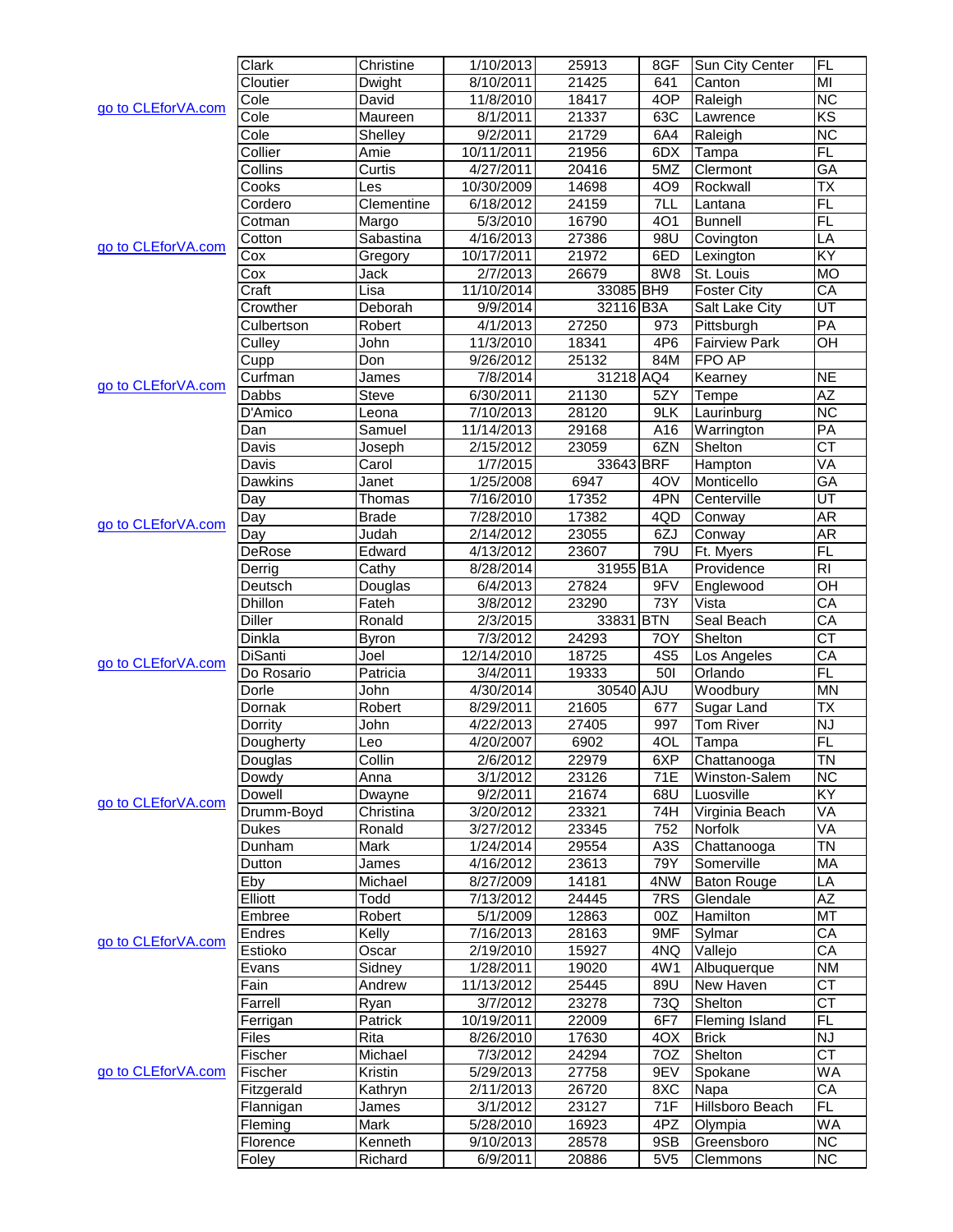| | | | | | | | |
|---|---|---|---|---|---|---|---|
| | Clark | Christine | 1/10/2013 | 25913 | 8GF | Sun City Center | FL |
| | Cloutier | Dwight | 8/10/2011 | 21425 | 641 | Canton | MI |
| go to CLEforVA.com | Cole | David | 11/8/2010 | 18417 | 4OP | Raleigh | NC |
| | Cole | Maureen | 8/1/2011 | 21337 | 63C | Lawrence | KS |
| | Cole | Shelley | 9/2/2011 | 21729 | 6A4 | Raleigh | NC |
| | Collier | Amie | 10/11/2011 | 21956 | 6DX | Tampa | FL |
| | Collins | Curtis | 4/27/2011 | 20416 | 5MZ | Clermont | GA |
| | Cooks | Les | 10/30/2009 | 14698 | 4O9 | Rockwall | TX |
| | Cordero | Clementine | 6/18/2012 | 24159 | 7LL | Lantana | FL |
| | Cotman | Margo | 5/3/2010 | 16790 | 4O1 | Bunnell | FL |
| go to CLEforVA.com | Cotton | Sabastina | 4/16/2013 | 27386 | 98U | Covington | LA |
| | Cox | Gregory | 10/17/2011 | 21972 | 6ED | Lexington | KY |
| | Cox | Jack | 2/7/2013 | 26679 | 8W8 | St. Louis | MO |
| | Craft | Lisa | 11/10/2014 | 33085 | BH9 | Foster City | CA |
| | Crowther | Deborah | 9/9/2014 | 32116 | B3A | Salt Lake City | UT |
| | Culbertson | Robert | 4/1/2013 | 27250 | 973 | Pittsburgh | PA |
| | Culley | John | 11/3/2010 | 18341 | 4P6 | Fairview Park | OH |
| | Cupp | Don | 9/26/2012 | 25132 | 84M | FPO AP | |
| go to CLEforVA.com | Curfman | James | 7/8/2014 | 31218 | AQ4 | Kearney | NE |
| | Dabbs | Steve | 6/30/2011 | 21130 | 5ZY | Tempe | AZ |
| | D'Amico | Leona | 7/10/2013 | 28120 | 9LK | Laurinburg | NC |
| | Dan | Samuel | 11/14/2013 | 29168 | A16 | Warrington | PA |
| | Davis | Joseph | 2/15/2012 | 23059 | 6ZN | Shelton | CT |
| | Davis | Carol | 1/7/2015 | 33643 | BRF | Hampton | VA |
| | Dawkins | Janet | 1/25/2008 | 6947 | 4OV | Monticello | GA |
| | Day | Thomas | 7/16/2010 | 17352 | 4PN | Centerville | UT |
| go to CLEforVA.com | Day | Brade | 7/28/2010 | 17382 | 4QD | Conway | AR |
| | Day | Judah | 2/14/2012 | 23055 | 6ZJ | Conway | AR |
| | DeRose | Edward | 4/13/2012 | 23607 | 79U | Ft. Myers | FL |
| | Derrig | Cathy | 8/28/2014 | 31955 | B1A | Providence | RI |
| | Deutsch | Douglas | 6/4/2013 | 27824 | 9FV | Englewood | OH |
| | Dhillon | Fateh | 3/8/2012 | 23290 | 73Y | Vista | CA |
| | Diller | Ronald | 2/3/2015 | 33831 | BTN | Seal Beach | CA |
| | Dinkla | Byron | 7/3/2012 | 24293 | 7OY | Shelton | CT |
| go to CLEforVA.com | DiSanti | Joel | 12/14/2010 | 18725 | 4S5 | Los Angeles | CA |
| | Do Rosario | Patricia | 3/4/2011 | 19333 | 50I | Orlando | FL |
| | Dorle | John | 4/30/2014 | 30540 | AJU | Woodbury | MN |
| | Dornak | Robert | 8/29/2011 | 21605 | 677 | Sugar Land | TX |
| | Dorrity | John | 4/22/2013 | 27405 | 997 | Tom River | NJ |
| | Dougherty | Leo | 4/20/2007 | 6902 | 4OL | Tampa | FL |
| | Douglas | Collin | 2/6/2012 | 22979 | 6XP | Chattanooga | TN |
| | Dowdy | Anna | 3/1/2012 | 23126 | 71E | Winston-Salem | NC |
| go to CLEforVA.com | Dowell | Dwayne | 9/2/2011 | 21674 | 68U | Luosville | KY |
| | Drumm-Boyd | Christina | 3/20/2012 | 23321 | 74H | Virginia Beach | VA |
| | Dukes | Ronald | 3/27/2012 | 23345 | 752 | Norfolk | VA |
| | Dunham | Mark | 1/24/2014 | 29554 | A3S | Chattanooga | TN |
| | Dutton | James | 4/16/2012 | 23613 | 79Y | Somerville | MA |
| | Eby | Michael | 8/27/2009 | 14181 | 4NW | Baton Rouge | LA |
| | Elliott | Todd | 7/13/2012 | 24445 | 7RS | Glendale | AZ |
| | Embree | Robert | 5/1/2009 | 12863 | 00Z | Hamilton | MT |
| go to CLEforVA.com | Endres | Kelly | 7/16/2013 | 28163 | 9MF | Sylmar | CA |
| | Estioko | Oscar | 2/19/2010 | 15927 | 4NQ | Vallejo | CA |
| | Evans | Sidney | 1/28/2011 | 19020 | 4W1 | Albuquerque | NM |
| | Fain | Andrew | 11/13/2012 | 25445 | 89U | New Haven | CT |
| | Farrell | Ryan | 3/7/2012 | 23278 | 73Q | Shelton | CT |
| | Ferrigan | Patrick | 10/19/2011 | 22009 | 6F7 | Fleming Island | FL |
| | Files | Rita | 8/26/2010 | 17630 | 4OX | Brick | NJ |
| | Fischer | Michael | 7/3/2012 | 24294 | 7OZ | Shelton | CT |
| go to CLEforVA.com | Fischer | Kristin | 5/29/2013 | 27758 | 9EV | Spokane | WA |
| | Fitzgerald | Kathryn | 2/11/2013 | 26720 | 8XC | Napa | CA |
| | Flannigan | James | 3/1/2012 | 23127 | 71F | Hillsboro Beach | FL |
| | Fleming | Mark | 5/28/2010 | 16923 | 4PZ | Olympia | WA |
| | Florence | Kenneth | 9/10/2013 | 28578 | 9SB | Greensboro | NC |
| | Foley | Richard | 6/9/2011 | 20886 | 5V5 | Clemmons | NC |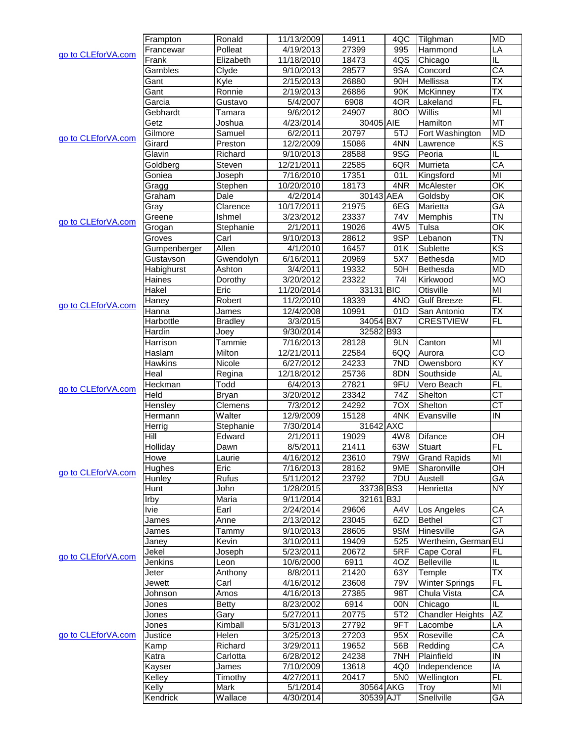| | | | | | | | |
|---|---|---|---|---|---|---|---|
| | Frampton | Ronald | 11/13/2009 | 14911 | 4QC | Tilghman | MD |
| go to CLEforVA.com | Francewar | Polleat | 4/19/2013 | 27399 | 995 | Hammond | LA |
| | Frank | Elizabeth | 11/18/2010 | 18473 | 4QS | Chicago | IL |
| | Gambles | Clyde | 9/10/2013 | 28577 | 9SA | Concord | CA |
| | Gant | Kyle | 2/15/2013 | 26880 | 90H | Mellissa | TX |
| | Gant | Ronnie | 2/19/2013 | 26886 | 90K | McKinney | TX |
| | Garcia | Gustavo | 5/4/2007 | 6908 | 4OR | Lakeland | FL |
| | Gebhardt | Tamara | 9/6/2012 | 24907 | 80O | Willis | MI |
| | Getz | Joshua | 4/23/2014 | 30405 | AIE | Hamilton | MT |
| go to CLEforVA.com | Gilmore | Samuel | 6/2/2011 | 20797 | 5TJ | Fort Washington | MD |
| | Girard | Preston | 12/2/2009 | 15086 | 4NN | Lawrence | KS |
| | Glavin | Richard | 9/10/2013 | 28588 | 9SG | Peoria | IL |
| | Goldberg | Steven | 12/21/2011 | 22585 | 6QR | Murrieta | CA |
| | Goniea | Joseph | 7/16/2010 | 17351 | 01L | Kingsford | MI |
| | Gragg | Stephen | 10/20/2010 | 18173 | 4NR | McAlester | OK |
| | Graham | Dale | 4/2/2014 | 30143 | AEA | Goldsby | OK |
| | Gray | Clarence | 10/17/2011 | 21975 | 6EG | Marietta | GA |
| go to CLEforVA.com | Greene | Ishmel | 3/23/2012 | 23337 | 74V | Memphis | TN |
| | Grogan | Stephanie | 2/1/2011 | 19026 | 4W5 | Tulsa | OK |
| | Groves | Carl | 9/10/2013 | 28612 | 9SP | Lebanon | TN |
| | Gumpenberger | Allen | 4/1/2010 | 16457 | 01K | Sublette | KS |
| | Gustavson | Gwendolyn | 6/16/2011 | 20969 | 5X7 | Bethesda | MD |
| | Habighurst | Ashton | 3/4/2011 | 19332 | 50H | Bethesda | MD |
| | Haines | Dorothy | 3/20/2012 | 23322 | 74I | Kirkwood | MO |
| | Hakel | Eric | 11/20/2014 | 33131 | BIC | Otisville | MI |
| go to CLEforVA.com | Haney | Robert | 11/2/2010 | 18339 | 4NO | Gulf Breeze | FL |
| | Hanna | James | 12/4/2008 | 10991 | 01D | San Antonio | TX |
| | Harbottle | Bradley | 3/3/2015 | 34054 | BX7 | CRESTVIEW | FL |
| | Hardin | Joey | 9/30/2014 | 32582 | B93 | | |
| | Harrison | Tammie | 7/16/2013 | 28128 | 9LN | Canton | MI |
| | Haslam | Milton | 12/21/2011 | 22584 | 6QQ | Aurora | CO |
| | Hawkins | Nicole | 6/27/2012 | 24233 | 7ND | Owensboro | KY |
| | Heal | Regina | 12/18/2012 | 25736 | 8DN | Southside | AL |
| go to CLEforVA.com | Heckman | Todd | 6/4/2013 | 27821 | 9FU | Vero Beach | FL |
| | Held | Bryan | 3/20/2012 | 23342 | 74Z | Shelton | CT |
| | Hensley | Clemens | 7/3/2012 | 24292 | 7OX | Shelton | CT |
| | Hermann | Walter | 12/9/2009 | 15128 | 4NK | Evansville | IN |
| | Herrig | Stephanie | 7/30/2014 | 31642 | AXC | | |
| | Hill | Edward | 2/1/2011 | 19029 | 4W8 | Difance | OH |
| | Holliday | Dawn | 8/5/2011 | 21411 | 63W | Stuart | FL |
| | Howe | Laurie | 4/16/2012 | 23610 | 79W | Grand Rapids | MI |
| go to CLEforVA.com | Hughes | Eric | 7/16/2013 | 28162 | 9ME | Sharonville | OH |
| | Hunley | Rufus | 5/11/2012 | 23792 | 7DU | Austell | GA |
| | Hunt | John | 1/28/2015 | 33738 | BS3 | Henrietta | NY |
| | Irby | Maria | 9/11/2014 | 32161 | B3J | | |
| | Ivie | Earl | 2/24/2014 | 29606 | A4V | Los Angeles | CA |
| | James | Anne | 2/13/2012 | 23045 | 6ZD | Bethel | CT |
| | James | Tammy | 9/10/2013 | 28605 | 9SM | Hinesville | GA |
| | Janey | Kevin | 3/10/2011 | 19409 | 525 | Wertheim, German | EU |
| go to CLEforVA.com | Jekel | Joseph | 5/23/2011 | 20672 | 5RF | Cape Coral | FL |
| | Jenkins | Leon | 10/6/2000 | 6911 | 4OZ | Belleville | IL |
| | Jeter | Anthony | 8/8/2011 | 21420 | 63Y | Temple | TX |
| | Jewett | Carl | 4/16/2012 | 23608 | 79V | Winter Springs | FL |
| | Johnson | Amos | 4/16/2013 | 27385 | 98T | Chula Vista | CA |
| | Jones | Betty | 8/23/2002 | 6914 | 00N | Chicago | IL |
| | Jones | Gary | 5/27/2011 | 20775 | 5T2 | Chandler Heights | AZ |
| | Jones | Kimball | 5/31/2013 | 27792 | 9FT | Lacombe | LA |
| go to CLEforVA.com | Justice | Helen | 3/25/2013 | 27203 | 95X | Roseville | CA |
| | Kamp | Richard | 3/29/2011 | 19652 | 56B | Redding | CA |
| | Katra | Carlotta | 6/28/2012 | 24238 | 7NH | Plainfield | IN |
| | Kayser | James | 7/10/2009 | 13618 | 4Q0 | Independence | IA |
| | Kelley | Timothy | 4/27/2011 | 20417 | 5N0 | Wellington | FL |
| | Kelly | Mark | 5/1/2014 | 30564 | AKG | Troy | MI |
| | Kendrick | Wallace | 4/30/2014 | 30539 | AJT | Snellville | GA |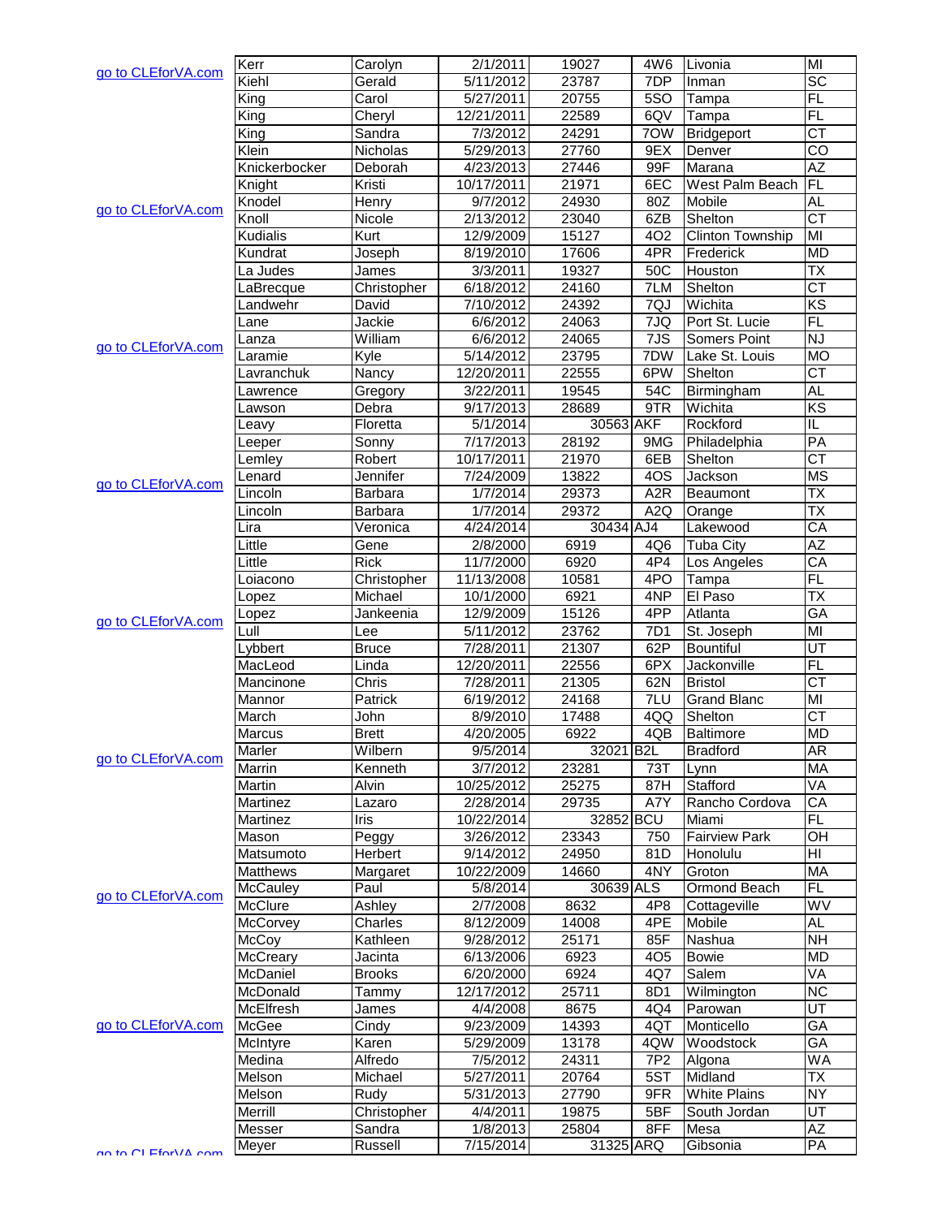| | | | | | | | |
|---|---|---|---|---|---|---|---|
| go to CLEforVA.com | Kerr | Carolyn | 2/1/2011 | 19027 | 4W6 | Livonia | MI |
| | Kiehl | Gerald | 5/11/2012 | 23787 | 7DP | Inman | SC |
| | King | Carol | 5/27/2011 | 20755 | 5SO | Tampa | FL |
| | King | Cheryl | 12/21/2011 | 22589 | 6QV | Tampa | FL |
| | King | Sandra | 7/3/2012 | 24291 | 7OW | Bridgeport | CT |
| | Klein | Nicholas | 5/29/2013 | 27760 | 9EX | Denver | CO |
| | Knickerbocker | Deborah | 4/23/2013 | 27446 | 99F | Marana | AZ |
| | Knight | Kristi | 10/17/2011 | 21971 | 6EC | West Palm Beach | FL |
| go to CLEforVA.com | Knodel | Henry | 9/7/2012 | 24930 | 80Z | Mobile | AL |
| | Knoll | Nicole | 2/13/2012 | 23040 | 6ZB | Shelton | CT |
| | Kudialis | Kurt | 12/9/2009 | 15127 | 4O2 | Clinton Township | MI |
| | Kundrat | Joseph | 8/19/2010 | 17606 | 4PR | Frederick | MD |
| | La Judes | James | 3/3/2011 | 19327 | 50C | Houston | TX |
| | LaBrecque | Christopher | 6/18/2012 | 24160 | 7LM | Shelton | CT |
| | Landwehr | David | 7/10/2012 | 24392 | 7QJ | Wichita | KS |
| | Lane | Jackie | 6/6/2012 | 24063 | 7JQ | Port St. Lucie | FL |
| go to CLEforVA.com | Lanza | William | 6/6/2012 | 24065 | 7JS | Somers Point | NJ |
| | Laramie | Kyle | 5/14/2012 | 23795 | 7DW | Lake St. Louis | MO |
| | Lavranchuk | Nancy | 12/20/2011 | 22555 | 6PW | Shelton | CT |
| | Lawrence | Gregory | 3/22/2011 | 19545 | 54C | Birmingham | AL |
| | Lawson | Debra | 9/17/2013 | 28689 | 9TR | Wichita | KS |
| | Leavy | Floretta | 5/1/2014 | 30563 | AKF | Rockford | IL |
| | Leeper | Sonny | 7/17/2013 | 28192 | 9MG | Philadelphia | PA |
| | Lemley | Robert | 10/17/2011 | 21970 | 6EB | Shelton | CT |
| go to CLEforVA.com | Lenard | Jennifer | 7/24/2009 | 13822 | 4OS | Jackson | MS |
| | Lincoln | Barbara | 1/7/2014 | 29373 | A2R | Beaumont | TX |
| | Lincoln | Barbara | 1/7/2014 | 29372 | A2Q | Orange | TX |
| | Lira | Veronica | 4/24/2014 | 30434 | AJ4 | Lakewood | CA |
| | Little | Gene | 2/8/2000 | 6919 | 4Q6 | Tuba City | AZ |
| | Little | Rick | 11/7/2000 | 6920 | 4P4 | Los Angeles | CA |
| | Loiacono | Christopher | 11/13/2008 | 10581 | 4PO | Tampa | FL |
| | Lopez | Michael | 10/1/2000 | 6921 | 4NP | El Paso | TX |
| go to CLEforVA.com | Lopez | Jankeenia | 12/9/2009 | 15126 | 4PP | Atlanta | GA |
| | Lull | Lee | 5/11/2012 | 23762 | 7D1 | St. Joseph | MI |
| | Lybbert | Bruce | 7/28/2011 | 21307 | 62P | Bountiful | UT |
| | MacLeod | Linda | 12/20/2011 | 22556 | 6PX | Jacksonville | FL |
| | Mancinone | Chris | 7/28/2011 | 21305 | 62N | Bristol | CT |
| | Mannor | Patrick | 6/19/2012 | 24168 | 7LU | Grand Blanc | MI |
| | March | John | 8/9/2010 | 17488 | 4QQ | Shelton | CT |
| | Marcus | Brett | 4/20/2005 | 6922 | 4QB | Baltimore | MD |
| go to CLEforVA.com | Marler | Wilbern | 9/5/2014 | 32021 | B2L | Bradford | AR |
| | Marrin | Kenneth | 3/7/2012 | 23281 | 73T | Lynn | MA |
| | Martin | Alvin | 10/25/2012 | 25275 | 87H | Stafford | VA |
| | Martinez | Lazaro | 2/28/2014 | 29735 | A7Y | Rancho Cordova | CA |
| | Martinez | Iris | 10/22/2014 | 32852 | BCU | Miami | FL |
| | Mason | Peggy | 3/26/2012 | 23343 | 750 | Fairview Park | OH |
| | Matsumoto | Herbert | 9/14/2012 | 24950 | 81D | Honolulu | HI |
| | Matthews | Margaret | 10/22/2009 | 14660 | 4NY | Groton | MA |
| go to CLEforVA.com | McCauley | Paul | 5/8/2014 | 30639 | ALS | Ormond Beach | FL |
| | McClure | Ashley | 2/7/2008 | 8632 | 4P8 | Cottageville | WV |
| | McCorvey | Charles | 8/12/2009 | 14008 | 4PE | Mobile | AL |
| | McCoy | Kathleen | 9/28/2012 | 25171 | 85F | Nashua | NH |
| | McCreary | Jacinta | 6/13/2006 | 6923 | 4O5 | Bowie | MD |
| | McDaniel | Brooks | 6/20/2000 | 6924 | 4Q7 | Salem | VA |
| | McDonald | Tammy | 12/17/2012 | 25711 | 8D1 | Wilmington | NC |
| | McElfresh | James | 4/4/2008 | 8675 | 4Q4 | Parowan | UT |
| go to CLEforVA.com | McGee | Cindy | 9/23/2009 | 14393 | 4QT | Monticello | GA |
| | McIntyre | Karen | 5/29/2009 | 13178 | 4QW | Woodstock | GA |
| | Medina | Alfredo | 7/5/2012 | 24311 | 7P2 | Algona | WA |
| | Melson | Michael | 5/27/2011 | 20764 | 5ST | Midland | TX |
| | Melson | Rudy | 5/31/2013 | 27790 | 9FR | White Plains | NY |
| | Merrill | Christopher | 4/4/2011 | 19875 | 5BF | South Jordan | UT |
| | Messer | Sandra | 1/8/2013 | 25804 | 8FF | Mesa | AZ |
| go to CLEforVA.com | Meyer | Russell | 7/15/2014 | 31325 | ARQ | Gibsonia | PA |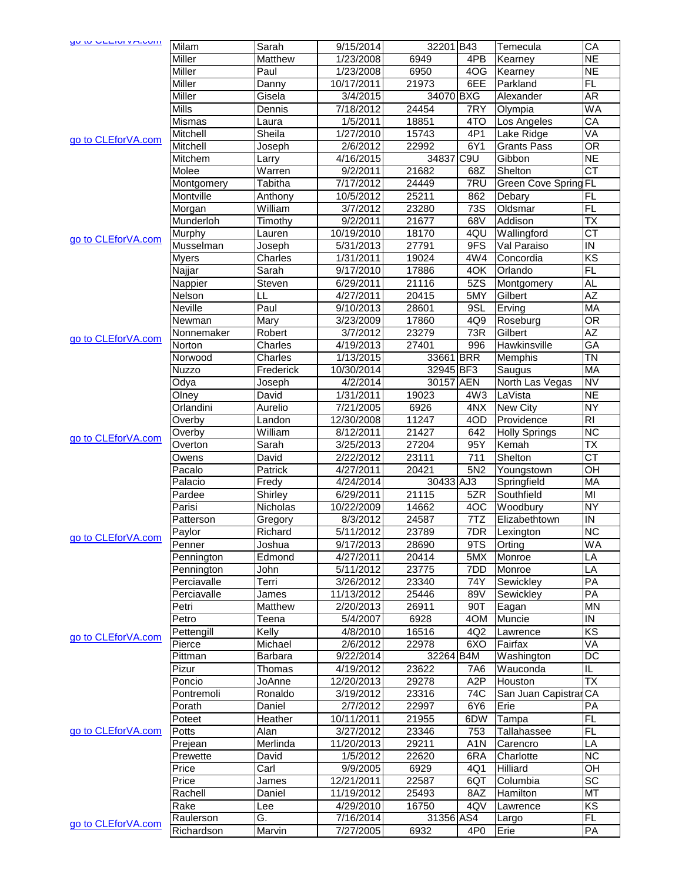go to CLEforVA.com

| | | | | | | |
|---|---|---|---|---|---|---|
| Milam | Sarah | 9/15/2014 | 32201 | B43 | Temecula | CA |
| Miller | Matthew | 1/23/2008 | 6949 | 4PB | Kearney | NE |
| Miller | Paul | 1/23/2008 | 6950 | 4OG | Kearney | NE |
| Miller | Danny | 10/17/2011 | 21973 | 6EE | Parkland | FL |
| Miller | Gisela | 3/4/2015 | 34070 | BXG | Alexander | AR |
| Mills | Dennis | 7/18/2012 | 24454 | 7RY | Olympia | WA |
| Mismas | Laura | 1/5/2011 | 18851 | 4TO | Los Angeles | CA |
| Mitchell | Sheila | 1/27/2010 | 15743 | 4P1 | Lake Ridge | VA |
| Mitchell | Joseph | 2/6/2012 | 22992 | 6Y1 | Grants Pass | OR |
| Mitchem | Larry | 4/16/2015 | 34837 | C9U | Gibbon | NE |
| Molee | Warren | 9/2/2011 | 21682 | 68Z | Shelton | CT |
| Montgomery | Tabitha | 7/17/2012 | 24449 | 7RU | Green Cove Spring | FL |
| Montville | Anthony | 10/5/2012 | 25211 | 862 | Debary | FL |
| Morgan | William | 3/7/2012 | 23280 | 73S | Oldsmar | FL |
| Munderloh | Timothy | 9/2/2011 | 21677 | 68V | Addison | TX |
| Murphy | Lauren | 10/19/2010 | 18170 | 4QU | Wallingford | CT |
| Musselman | Joseph | 5/31/2013 | 27791 | 9FS | Val Paraiso | IN |
| Myers | Charles | 1/31/2011 | 19024 | 4W4 | Concordia | KS |
| Najjar | Sarah | 9/17/2010 | 17886 | 4OK | Orlando | FL |
| Nappier | Steven | 6/29/2011 | 21116 | 5ZS | Montgomery | AL |
| Nelson | LL | 4/27/2011 | 20415 | 5MY | Gilbert | AZ |
| Neville | Paul | 9/10/2013 | 28601 | 9SL | Erving | MA |
| Newman | Mary | 3/23/2009 | 17860 | 4Q9 | Roseburg | OR |
| Nonnemaker | Robert | 3/7/2012 | 23279 | 73R | Gilbert | AZ |
| Norton | Charles | 4/19/2013 | 27401 | 996 | Hawkinsville | GA |
| Norwood | Charles | 1/13/2015 | 33661 | BRR | Memphis | TN |
| Nuzzo | Frederick | 10/30/2014 | 32945 | BF3 | Saugus | MA |
| Odya | Joseph | 4/2/2014 | 30157 | AEN | North Las Vegas | NV |
| Olney | David | 1/31/2011 | 19023 | 4W3 | LaVista | NE |
| Orlandini | Aurelio | 7/21/2005 | 6926 | 4NX | New City | NY |
| Overby | Landon | 12/30/2008 | 11247 | 4OD | Providence | RI |
| Overby | William | 8/12/2011 | 21427 | 642 | Holly Springs | NC |
| Overton | Sarah | 3/25/2013 | 27204 | 95Y | Kemah | TX |
| Owens | David | 2/22/2012 | 23111 | 711 | Shelton | CT |
| Pacalo | Patrick | 4/27/2011 | 20421 | 5N2 | Youngstown | OH |
| Palacio | Fredy | 4/24/2014 | 30433 | AJ3 | Springfield | MA |
| Pardee | Shirley | 6/29/2011 | 21115 | 5ZR | Southfield | MI |
| Parisi | Nicholas | 10/22/2009 | 14662 | 4OC | Woodbury | NY |
| Patterson | Gregory | 8/3/2012 | 24587 | 7TZ | Elizabethtown | IN |
| Paylor | Richard | 5/11/2012 | 23789 | 7DR | Lexington | NC |
| Penner | Joshua | 9/17/2013 | 28690 | 9TS | Orting | WA |
| Pennington | Edmond | 4/27/2011 | 20414 | 5MX | Monroe | LA |
| Pennington | John | 5/11/2012 | 23775 | 7DD | Monroe | LA |
| Perciavalle | Terri | 3/26/2012 | 23340 | 74Y | Sewickley | PA |
| Perciavalle | James | 11/13/2012 | 25446 | 89V | Sewickley | PA |
| Petri | Matthew | 2/20/2013 | 26911 | 90T | Eagan | MN |
| Petro | Teena | 5/4/2007 | 6928 | 4OM | Muncie | IN |
| Pettengill | Kelly | 4/8/2010 | 16516 | 4Q2 | Lawrence | KS |
| Pierce | Michael | 2/6/2012 | 22978 | 6XO | Fairfax | VA |
| Pittman | Barbara | 9/22/2014 | 32264 | B4M | Washington | DC |
| Pizur | Thomas | 4/19/2012 | 23622 | 7A6 | Wauconda | IL |
| Poncio | JoAnne | 12/20/2013 | 29278 | A2P | Houston | TX |
| Pontremoli | Ronaldo | 3/19/2012 | 23316 | 74C | San Juan Capistrar | CA |
| Porath | Daniel | 2/7/2012 | 22997 | 6Y6 | Erie | PA |
| Poteet | Heather | 10/11/2011 | 21955 | 6DW | Tampa | FL |
| Potts | Alan | 3/27/2012 | 23346 | 753 | Tallahassee | FL |
| Prejean | Merlinda | 11/20/2013 | 29211 | A1N | Carencro | LA |
| Prewette | David | 1/5/2012 | 22620 | 6RA | Charlotte | NC |
| Price | Carl | 9/9/2005 | 6929 | 4Q1 | Hilliard | OH |
| Price | James | 12/21/2011 | 22587 | 6QT | Columbia | SC |
| Rachell | Daniel | 11/19/2012 | 25493 | 8AZ | Hamilton | MT |
| Rake | Lee | 4/29/2010 | 16750 | 4QV | Lawrence | KS |
| Raulerson | G. | 7/16/2014 | 31356 | AS4 | Largo | FL |
| Richardson | Marvin | 7/27/2005 | 6932 | 4P0 | Erie | PA |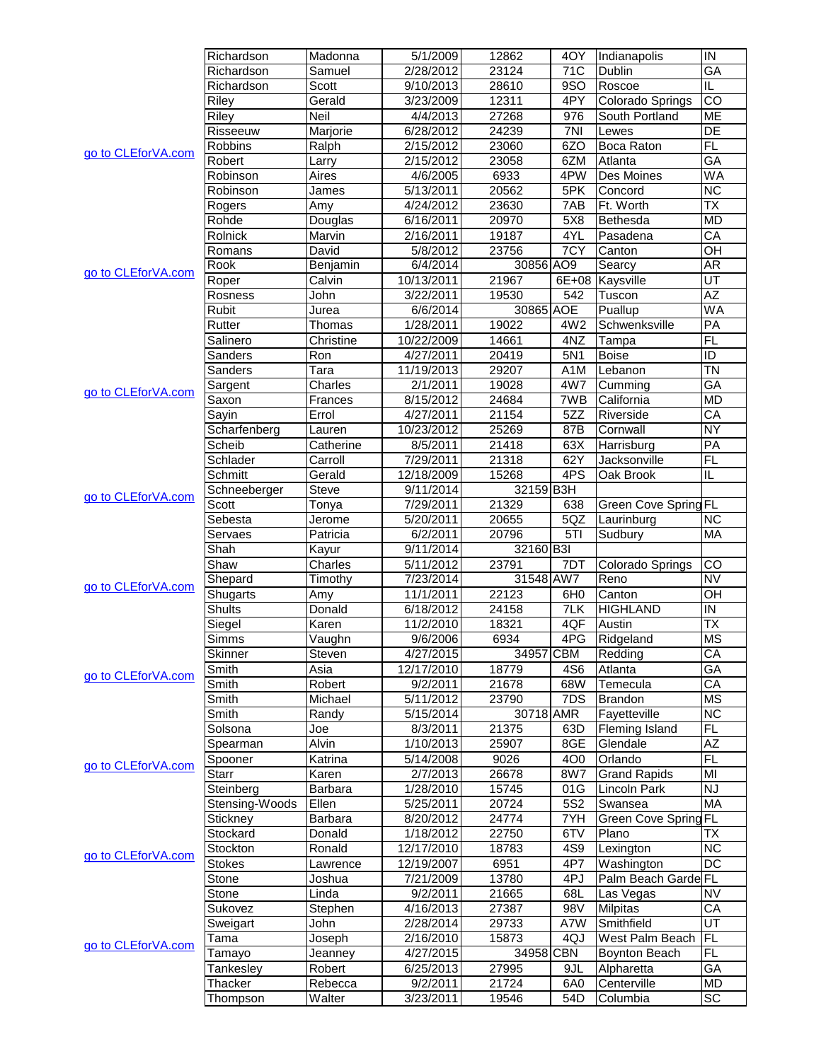| | | | | | | |
|---|---|---|---|---|---|---|
| Richardson | Madonna | 5/1/2009 | 12862 | 4OY | Indianapolis | IN |
| Richardson | Samuel | 2/28/2012 | 23124 | 71C | Dublin | GA |
| Richardson | Scott | 9/10/2013 | 28610 | 9SO | Roscoe | IL |
| Riley | Gerald | 3/23/2009 | 12311 | 4PY | Colorado Springs | CO |
| Riley | Neil | 4/4/2013 | 27268 | 976 | South Portland | ME |
| Risseeuw | Marjorie | 6/28/2012 | 24239 | 7NI | Lewes | DE |
| Robbins | Ralph | 2/15/2012 | 23060 | 6ZO | Boca Raton | FL |
| Robert | Larry | 2/15/2012 | 23058 | 6ZM | Atlanta | GA |
| Robinson | Aires | 4/6/2005 | 6933 | 4PW | Des Moines | WA |
| Robinson | James | 5/13/2011 | 20562 | 5PK | Concord | NC |
| Rogers | Amy | 4/24/2012 | 23630 | 7AB | Ft. Worth | TX |
| Rohde | Douglas | 6/16/2011 | 20970 | 5X8 | Bethesda | MD |
| Rolnick | Marvin | 2/16/2011 | 19187 | 4YL | Pasadena | CA |
| Romans | David | 5/8/2012 | 23756 | 7CY | Canton | OH |
| Rook | Benjamin | 6/4/2014 | 30856 | AO9 | Searcy | AR |
| Roper | Calvin | 10/13/2011 | 21967 | 6E+08 | Kaysville | UT |
| Rosness | John | 3/22/2011 | 19530 | 542 | Tuscon | AZ |
| Rubit | Jurea | 6/6/2014 | 30865 | AOE | Puallup | WA |
| Rutter | Thomas | 1/28/2011 | 19022 | 4W2 | Schwenksville | PA |
| Salinero | Christine | 10/22/2009 | 14661 | 4NZ | Tampa | FL |
| Sanders | Ron | 4/27/2011 | 20419 | 5N1 | Boise | ID |
| Sanders | Tara | 11/19/2013 | 29207 | A1M | Lebanon | TN |
| Sargent | Charles | 2/1/2011 | 19028 | 4W7 | Cumming | GA |
| Saxon | Frances | 8/15/2012 | 24684 | 7WB | California | MD |
| Sayin | Errol | 4/27/2011 | 21154 | 5ZZ | Riverside | CA |
| Scharfenberg | Lauren | 10/23/2012 | 25269 | 87B | Cornwall | NY |
| Scheib | Catherine | 8/5/2011 | 21418 | 63X | Harrisburg | PA |
| Schlader | Carroll | 7/29/2011 | 21318 | 62Y | Jacksonville | FL |
| Schmitt | Gerald | 12/18/2009 | 15268 | 4PS | Oak Brook | IL |
| Schneeberger | Steve | 9/11/2014 | 32159 | B3H | | |
| Scott | Tonya | 7/29/2011 | 21329 | 638 | Green Cove Spring | FL |
| Sebesta | Jerome | 5/20/2011 | 20655 | 5QZ | Laurinburg | NC |
| Servaes | Patricia | 6/2/2011 | 20796 | 5TI | Sudbury | MA |
| Shah | Kayur | 9/11/2014 | 32160 | B3I | | |
| Shaw | Charles | 5/11/2012 | 23791 | 7DT | Colorado Springs | CO |
| Shepard | Timothy | 7/23/2014 | 31548 | AW7 | Reno | NV |
| Shugarts | Amy | 11/1/2011 | 22123 | 6H0 | Canton | OH |
| Shults | Donald | 6/18/2012 | 24158 | 7LK | HIGHLAND | IN |
| Siegel | Karen | 11/2/2010 | 18321 | 4QF | Austin | TX |
| Simms | Vaughn | 9/6/2006 | 6934 | 4PG | Ridgeland | MS |
| Skinner | Steven | 4/27/2015 | 34957 | CBM | Redding | CA |
| Smith | Asia | 12/17/2010 | 18779 | 4S6 | Atlanta | GA |
| Smith | Robert | 9/2/2011 | 21678 | 68W | Temecula | CA |
| Smith | Michael | 5/11/2012 | 23790 | 7DS | Brandon | MS |
| Smith | Randy | 5/15/2014 | 30718 | AMR | Fayetteville | NC |
| Solsona | Joe | 8/3/2011 | 21375 | 63D | Fleming Island | FL |
| Spearman | Alvin | 1/10/2013 | 25907 | 8GE | Glendale | AZ |
| Spooner | Katrina | 5/14/2008 | 9026 | 4O0 | Orlando | FL |
| Starr | Karen | 2/7/2013 | 26678 | 8W7 | Grand Rapids | MI |
| Steinberg | Barbara | 1/28/2010 | 15745 | 01G | Lincoln Park | NJ |
| Stensing-Woods | Ellen | 5/25/2011 | 20724 | 5S2 | Swansea | MA |
| Stickney | Barbara | 8/20/2012 | 24774 | 7YH | Green Cove Spring | FL |
| Stockard | Donald | 1/18/2012 | 22750 | 6TV | Plano | TX |
| Stockton | Ronald | 12/17/2010 | 18783 | 4S9 | Lexington | NC |
| Stokes | Lawrence | 12/19/2007 | 6951 | 4P7 | Washington | DC |
| Stone | Joshua | 7/21/2009 | 13780 | 4PJ | Palm Beach Garde | FL |
| Stone | Linda | 9/2/2011 | 21665 | 68L | Las Vegas | NV |
| Sukovez | Stephen | 4/16/2013 | 27387 | 98V | Milpitas | CA |
| Sweigart | John | 2/28/2014 | 29733 | A7W | Smithfield | UT |
| Tama | Joseph | 2/16/2010 | 15873 | 4QJ | West Palm Beach | FL |
| Tamayo | Jeanney | 4/27/2015 | 34958 | CBN | Boynton Beach | FL |
| Tankesley | Robert | 6/25/2013 | 27995 | 9JL | Alpharetta | GA |
| Thacker | Rebecca | 9/2/2011 | 21724 | 6A0 | Centerville | MD |
| Thompson | Walter | 3/23/2011 | 19546 | 54D | Columbia | SC |

go to CLEforVA.com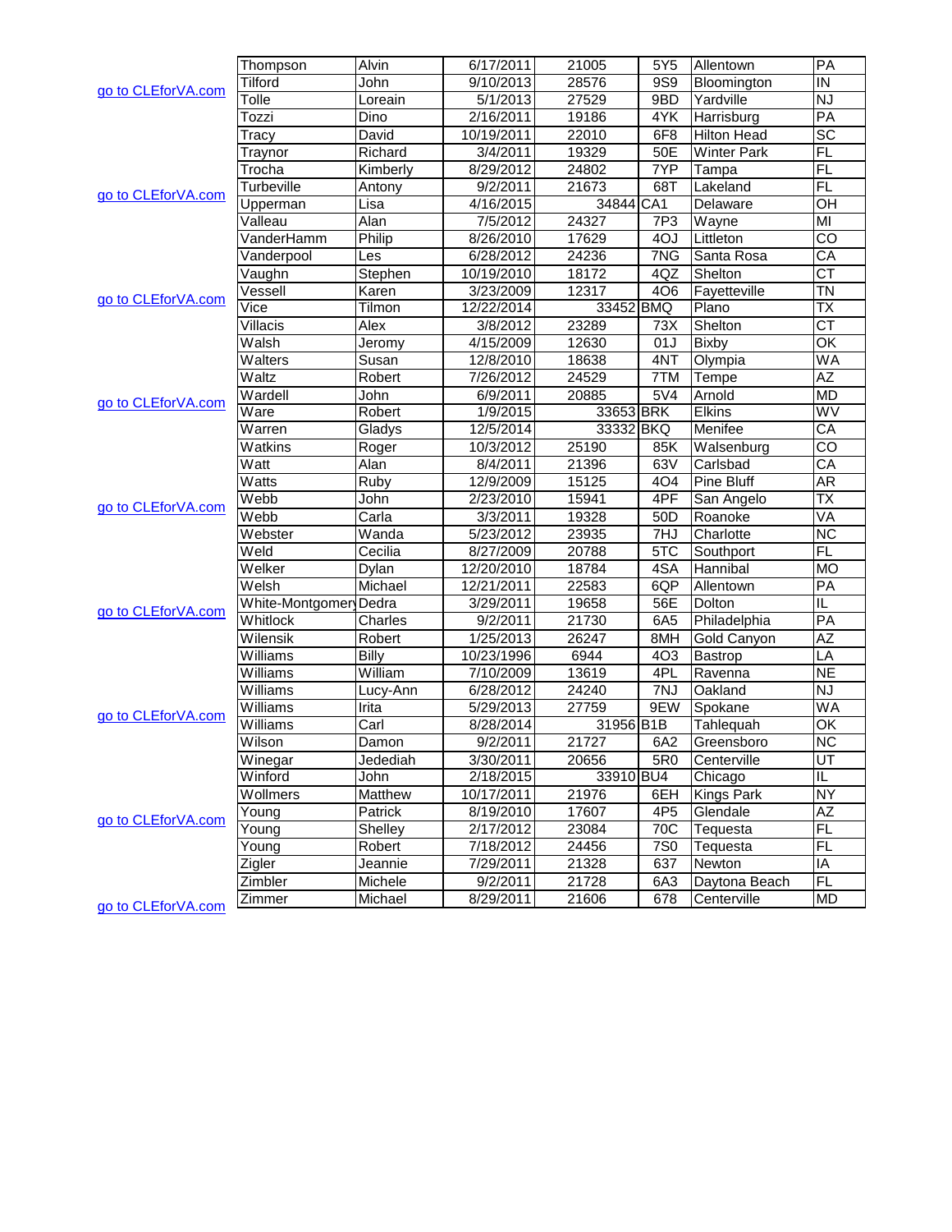| | | | | | | | | |
|---|---|---|---|---|---|---|---|---|
| | Thompson | Alvin | 6/17/2011 | 21005 | 5Y5 | Allentown | PA |
| go to CLEforVA.com | Tilford | John | 9/10/2013 | 28576 | 9S9 | Bloomington | IN |
| | Tolle | Loreain | 5/1/2013 | 27529 | 9BD | Yardville | NJ |
| | Tozzi | Dino | 2/16/2011 | 19186 | 4YK | Harrisburg | PA |
| | Tracy | David | 10/19/2011 | 22010 | 6F8 | Hilton Head | SC |
| | Traynor | Richard | 3/4/2011 | 19329 | 50E | Winter Park | FL |
| | Trocha | Kimberly | 8/29/2012 | 24802 | 7YP | Tampa | FL |
| go to CLEforVA.com | Turbeville | Antony | 9/2/2011 | 21673 | 68T | Lakeland | FL |
| | Upperman | Lisa | 4/16/2015 | 34844 | CA1 | Delaware | OH |
| | Valleau | Alan | 7/5/2012 | 24327 | 7P3 | Wayne | MI |
| | VanderHamm | Philip | 8/26/2010 | 17629 | 4OJ | Littleton | CO |
| | Vanderpool | Les | 6/28/2012 | 24236 | 7NG | Santa Rosa | CA |
| | Vaughn | Stephen | 10/19/2010 | 18172 | 4QZ | Shelton | CT |
| go to CLEforVA.com | Vessell | Karen | 3/23/2009 | 12317 | 4O6 | Fayetteville | TN |
| | Vice | Tilmon | 12/22/2014 | 33452 | BMQ | Plano | TX |
| | Villacis | Alex | 3/8/2012 | 23289 | 73X | Shelton | CT |
| | Walsh | Jeromy | 4/15/2009 | 12630 | 01J | Bixby | OK |
| | Walters | Susan | 12/8/2010 | 18638 | 4NT | Olympia | WA |
| | Waltz | Robert | 7/26/2012 | 24529 | 7TM | Tempe | AZ |
| go to CLEforVA.com | Wardell | John | 6/9/2011 | 20885 | 5V4 | Arnold | MD |
| | Ware | Robert | 1/9/2015 | 33653 | BRK | Elkins | WV |
| | Warren | Gladys | 12/5/2014 | 33332 | BKQ | Menifee | CA |
| | Watkins | Roger | 10/3/2012 | 25190 | 85K | Walsenburg | CO |
| | Watt | Alan | 8/4/2011 | 21396 | 63V | Carlsbad | CA |
| | Watts | Ruby | 12/9/2009 | 15125 | 4O4 | Pine Bluff | AR |
| go to CLEforVA.com | Webb | John | 2/23/2010 | 15941 | 4PF | San Angelo | TX |
| | Webb | Carla | 3/3/2011 | 19328 | 50D | Roanoke | VA |
| | Webster | Wanda | 5/23/2012 | 23935 | 7HJ | Charlotte | NC |
| | Weld | Cecilia | 8/27/2009 | 20788 | 5TC | Southport | FL |
| | Welker | Dylan | 12/20/2010 | 18784 | 4SA | Hannibal | MO |
| | Welsh | Michael | 12/21/2011 | 22583 | 6QP | Allentown | PA |
| go to CLEforVA.com | White-Montgomery | Dedra | 3/29/2011 | 19658 | 56E | Dolton | IL |
| | Whitlock | Charles | 9/2/2011 | 21730 | 6A5 | Philadelphia | PA |
| | Wilensik | Robert | 1/25/2013 | 26247 | 8MH | Gold Canyon | AZ |
| | Williams | Billy | 10/23/1996 | 6944 | 4O3 | Bastrop | LA |
| | Williams | William | 7/10/2009 | 13619 | 4PL | Ravenna | NE |
| | Williams | Lucy-Ann | 6/28/2012 | 24240 | 7NJ | Oakland | NJ |
| go to CLEforVA.com | Williams | Irita | 5/29/2013 | 27759 | 9EW | Spokane | WA |
| | Williams | Carl | 8/28/2014 | 31956 | B1B | Tahlequah | OK |
| | Wilson | Damon | 9/2/2011 | 21727 | 6A2 | Greensboro | NC |
| | Winegar | Jedediah | 3/30/2011 | 20656 | 5R0 | Centerville | UT |
| | Winford | John | 2/18/2015 | 33910 | BU4 | Chicago | IL |
| | Wollmers | Matthew | 10/17/2011 | 21976 | 6EH | Kings Park | NY |
| go to CLEforVA.com | Young | Patrick | 8/19/2010 | 17607 | 4P5 | Glendale | AZ |
| | Young | Shelley | 2/17/2012 | 23084 | 70C | Tequesta | FL |
| | Young | Robert | 7/18/2012 | 24456 | 7S0 | Tequesta | FL |
| | Zigler | Jeannie | 7/29/2011 | 21328 | 637 | Newton | IA |
| | Zimbler | Michele | 9/2/2011 | 21728 | 6A3 | Daytona Beach | FL |
| | Zimmer | Michael | 8/29/2011 | 21606 | 678 | Centerville | MD |
| go to CLEforVA.com | | | | | | | |